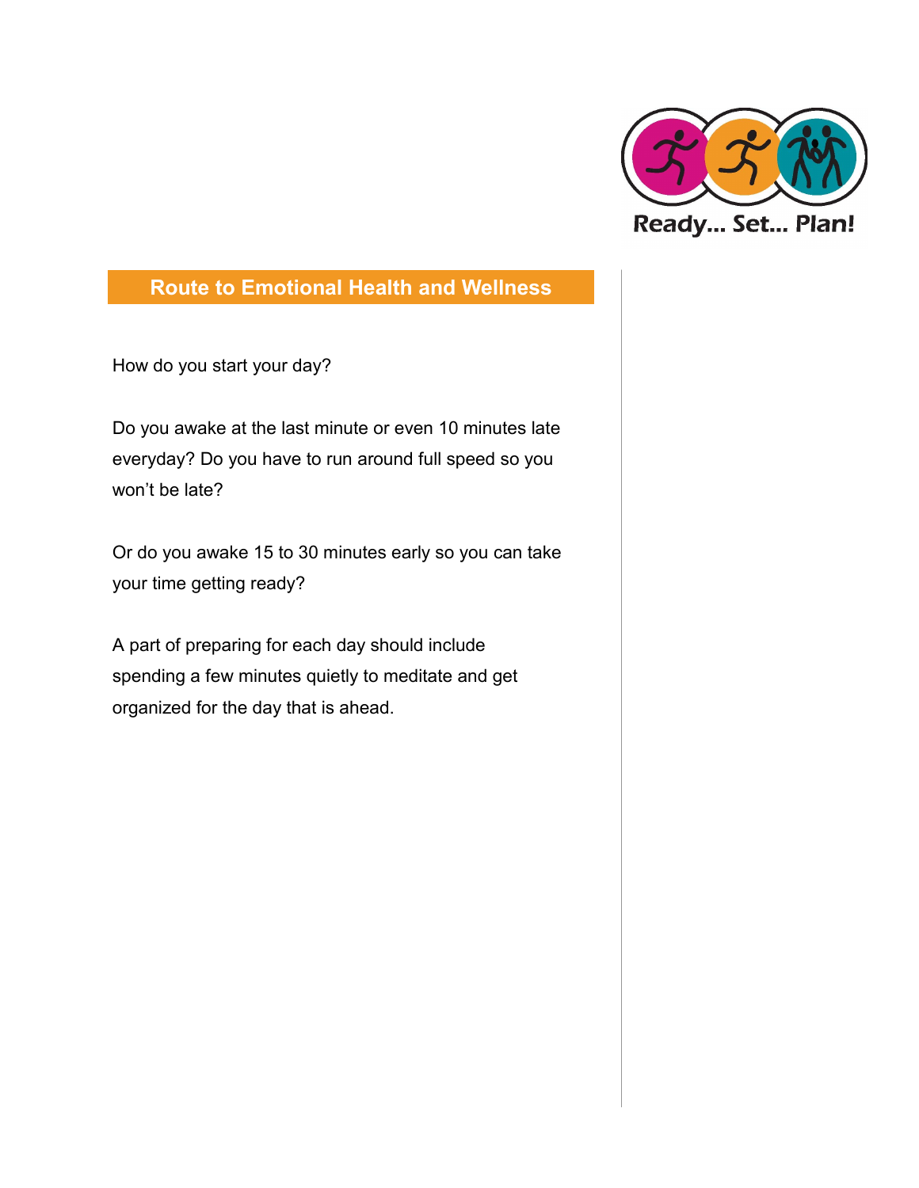Ready... Set... Plan!

## Route to Emotional Health and Wellness

How do you start your day?

Do you awake at the last minute or even 10 minutes late everyday? Do you have to run around full speed so you won't be late?

Or do you awake 15 to 30 minutes early so you can take your time getting ready?

A part of preparing for each day should include spending a few minutes quietly to meditate and get organized for the day that is ahead.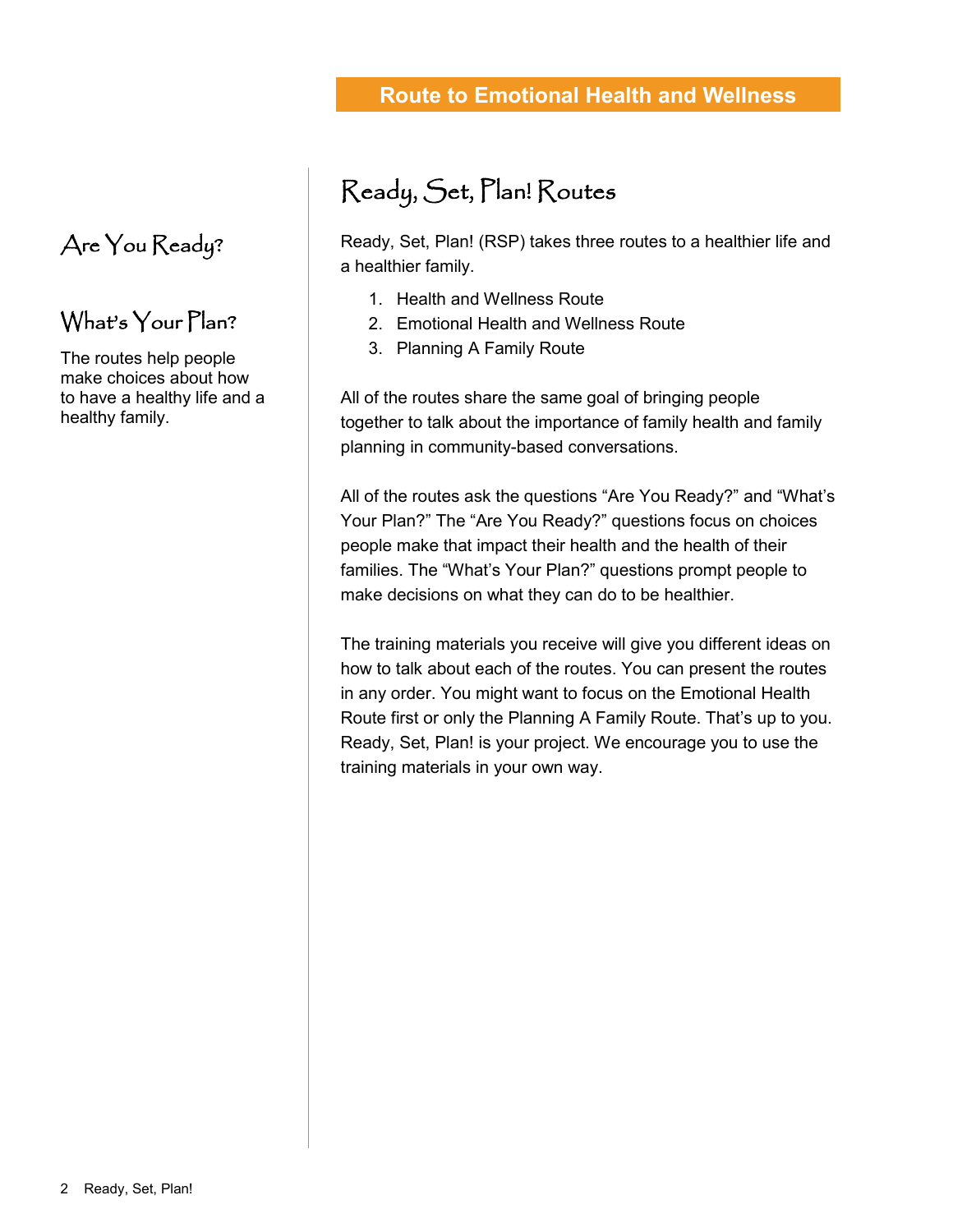## Are You Ready?

## What's Your Plan?

The routes help people make choices about how to have a healthy life and a healthy family.

# Ready, Set, Plan! Routes

Ready, Set, Plan! (RSP) takes three routes to a healthier life and a healthier family.

1. Health and Wellness Route
2. Emotional Health and Wellness Route
3. Planning A Family Route

All of the routes share the same goal of bringing people together to talk about the importance of family health and family planning in community-based conversations.

All of the routes ask the questions “Are You Ready?” and “What's Your Plan?” The “Are You Ready?” questions focus on choices people make that impact their health and the health of their families. The “What's Your Plan?” questions prompt people to make decisions on what they can do to be healthier.

The training materials you receive will give you different ideas on how to talk about each of the routes. You can present the routes in any order. You might want to focus on the Emotional Health Route first or only the Planning A Family Route. That's up to you. Ready, Set, Plan! is your project. We encourage you to use the training materials in your own way.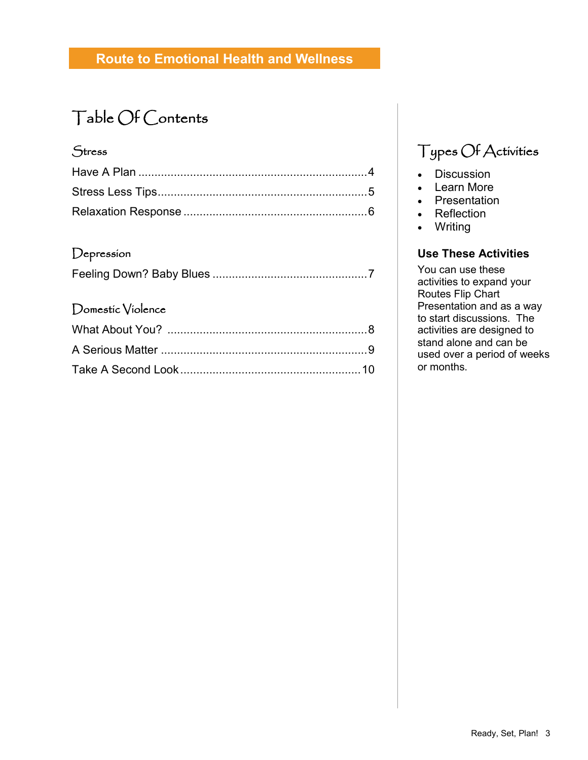## Route to Emotional Health and Wellness

# Table Of Contents

### Stress

Have A Plan ........................................................................4

Stress Less Tips.....................................................................5

Relaxation Response ............................................................6

### Depression

Feeling Down? Baby Blues ...................................................7

### Domestic Violence

What About You? .................................................................8

A Serious Matter ...................................................................9

Take A Second Look ...........................................................10

## Types Of Activities

- Discussion
- Learn More
- Presentation
- Reflection
- Writing

**Use These Activities**

You can use these activities to expand your Routes Flip Chart Presentation and as a way to start discussions. The activities are designed to stand alone and can be used over a period of weeks or months.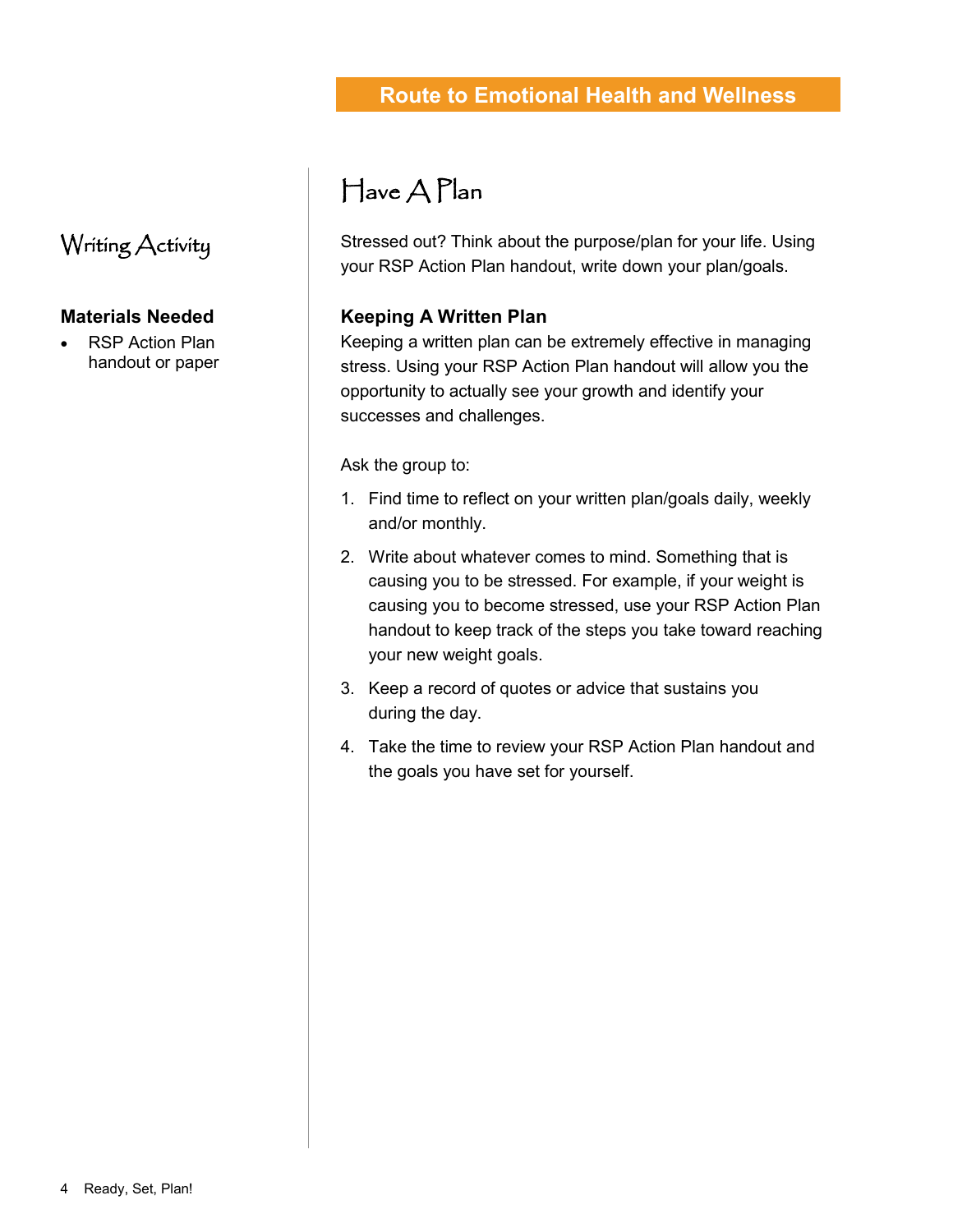## Route to Emotional Health and Wellness

### Writing Activity

**Materials Needed**

- RSP Action Plan handout or paper

# Have A Plan

Stressed out? Think about the purpose/plan for your life. Using your RSP Action Plan handout, write down your plan/goals.

**Keeping A Written Plan**

Keeping a written plan can be extremely effective in managing stress. Using your RSP Action Plan handout will allow you the opportunity to actually see your growth and identify your successes and challenges.

Ask the group to:

1. Find time to reflect on your written plan/goals daily, weekly and/or monthly.
2. Write about whatever comes to mind. Something that is causing you to be stressed. For example, if your weight is causing you to become stressed, use your RSP Action Plan handout to keep track of the steps you take toward reaching your new weight goals.
3. Keep a record of quotes or advice that sustains you during the day.
4. Take the time to review your RSP Action Plan handout and the goals you have set for yourself.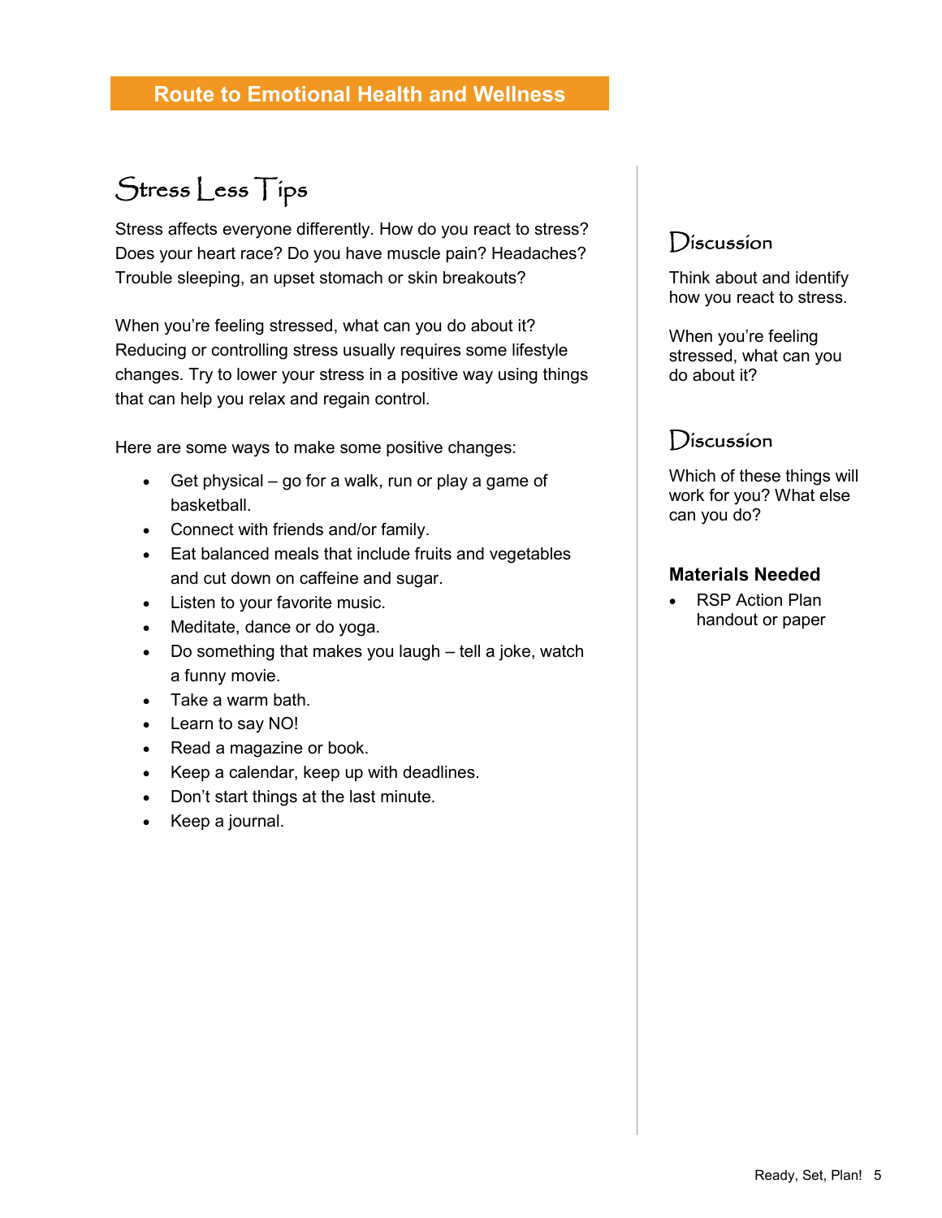## Route to Emotional Health and Wellness

### Stress Less Tips

Stress affects everyone differently. How do you react to stress? Does your heart race? Do you have muscle pain? Headaches? Trouble sleeping, an upset stomach or skin breakouts?

When you're feeling stressed, what can you do about it? Reducing or controlling stress usually requires some lifestyle changes. Try to lower your stress in a positive way using things that can help you relax and regain control.

Here are some ways to make some positive changes:

- Get physical – go for a walk, run or play a game of basketball.
- Connect with friends and/or family.
- Eat balanced meals that include fruits and vegetables and cut down on caffeine and sugar.
- Listen to your favorite music.
- Meditate, dance or do yoga.
- Do something that makes you laugh – tell a joke, watch a funny movie.
- Take a warm bath.
- Learn to say NO!
- Read a magazine or book.
- Keep a calendar, keep up with deadlines.
- Don't start things at the last minute.
- Keep a journal.

### Discussion

Think about and identify how you react to stress.

When you're feeling stressed, what can you do about it?

### Discussion

Which of these things will work for you? What else can you do?

**Materials Needed**

- RSP Action Plan handout or paper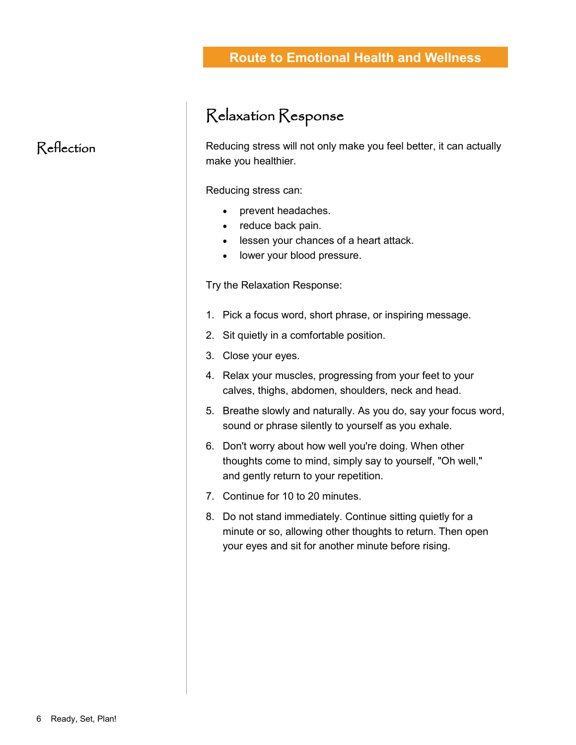Route to Emotional Health and Wellness

## Reflection

## Relaxation Response

Reducing stress will not only make you feel better, it can actually make you healthier.

Reducing stress can:

- prevent headaches.
- reduce back pain.
- lessen your chances of a heart attack.
- lower your blood pressure.

Try the Relaxation Response:

1. Pick a focus word, short phrase, or inspiring message.
2. Sit quietly in a comfortable position.
3. Close your eyes.
4. Relax your muscles, progressing from your feet to your calves, thighs, abdomen, shoulders, neck and head.
5. Breathe slowly and naturally. As you do, say your focus word, sound or phrase silently to yourself as you exhale.
6. Don't worry about how well you're doing. When other thoughts come to mind, simply say to yourself, "Oh well," and gently return to your repetition.
7. Continue for 10 to 20 minutes.
8. Do not stand immediately. Continue sitting quietly for a minute or so, allowing other thoughts to return. Then open your eyes and sit for another minute before rising.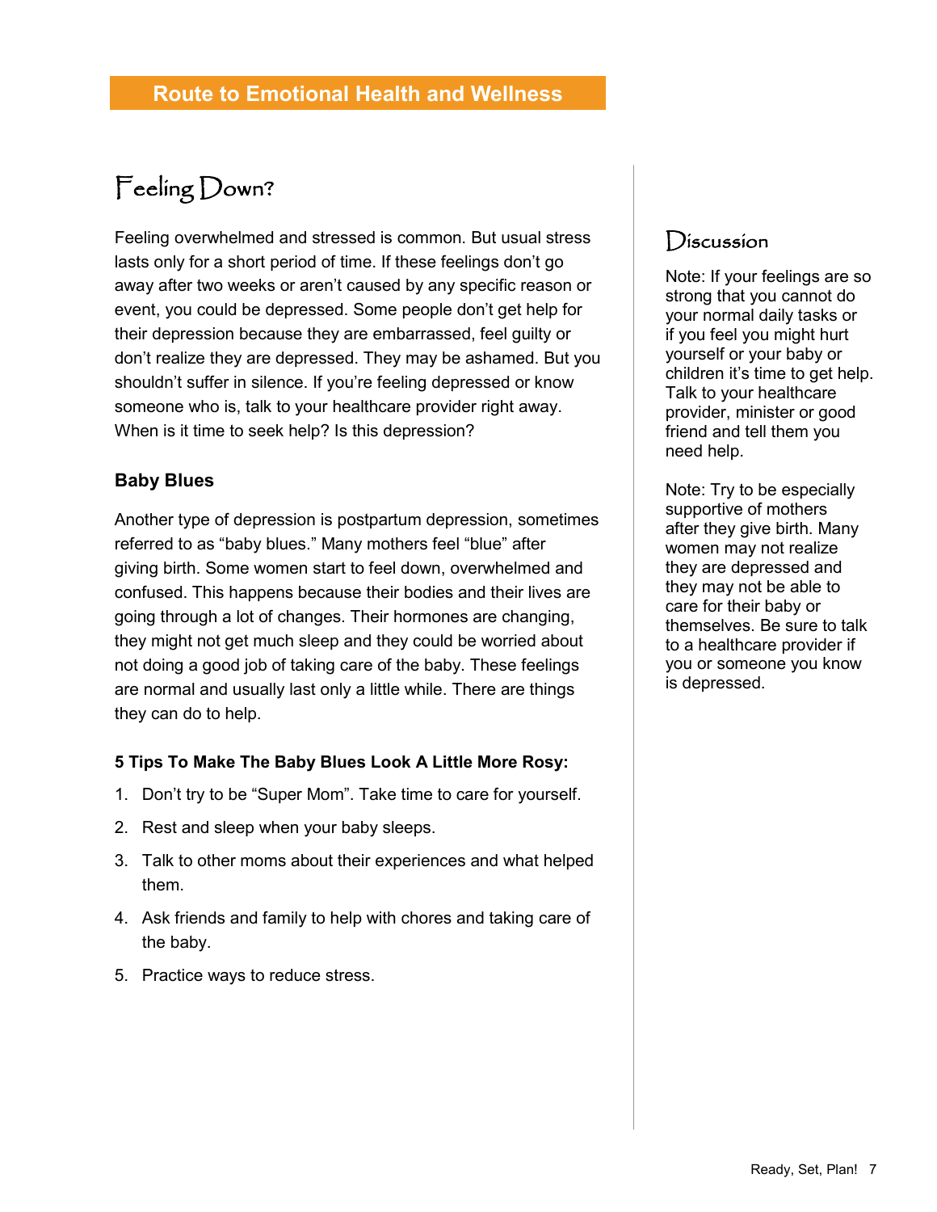## Route to Emotional Health and Wellness

# Feeling Down?

Feeling overwhelmed and stressed is common. But usual stress lasts only for a short period of time. If these feelings don't go away after two weeks or aren't caused by any specific reason or event, you could be depressed. Some people don't get help for their depression because they are embarrassed, feel guilty or don't realize they are depressed. They may be ashamed. But you shouldn't suffer in silence. If you're feeling depressed or know someone who is, talk to your healthcare provider right away. When is it time to seek help? Is this depression?

### Baby Blues

Another type of depression is postpartum depression, sometimes referred to as "baby blues." Many mothers feel "blue" after giving birth. Some women start to feel down, overwhelmed and confused. This happens because their bodies and their lives are going through a lot of changes. Their hormones are changing, they might not get much sleep and they could be worried about not doing a good job of taking care of the baby. These feelings are normal and usually last only a little while. There are things they can do to help.

**5 Tips To Make The Baby Blues Look A Little More Rosy:**

1. Don't try to be "Super Mom". Take time to care for yourself.
2. Rest and sleep when your baby sleeps.
3. Talk to other moms about their experiences and what helped them.
4. Ask friends and family to help with chores and taking care of the baby.
5. Practice ways to reduce stress.

## Discussion

Note: If your feelings are so strong that you cannot do your normal daily tasks or if you feel you might hurt yourself or your baby or children it's time to get help. Talk to your healthcare provider, minister or good friend and tell them you need help.

Note: Try to be especially supportive of mothers after they give birth. Many women may not realize they are depressed and they may not be able to care for their baby or themselves. Be sure to talk to a healthcare provider if you or someone you know is depressed.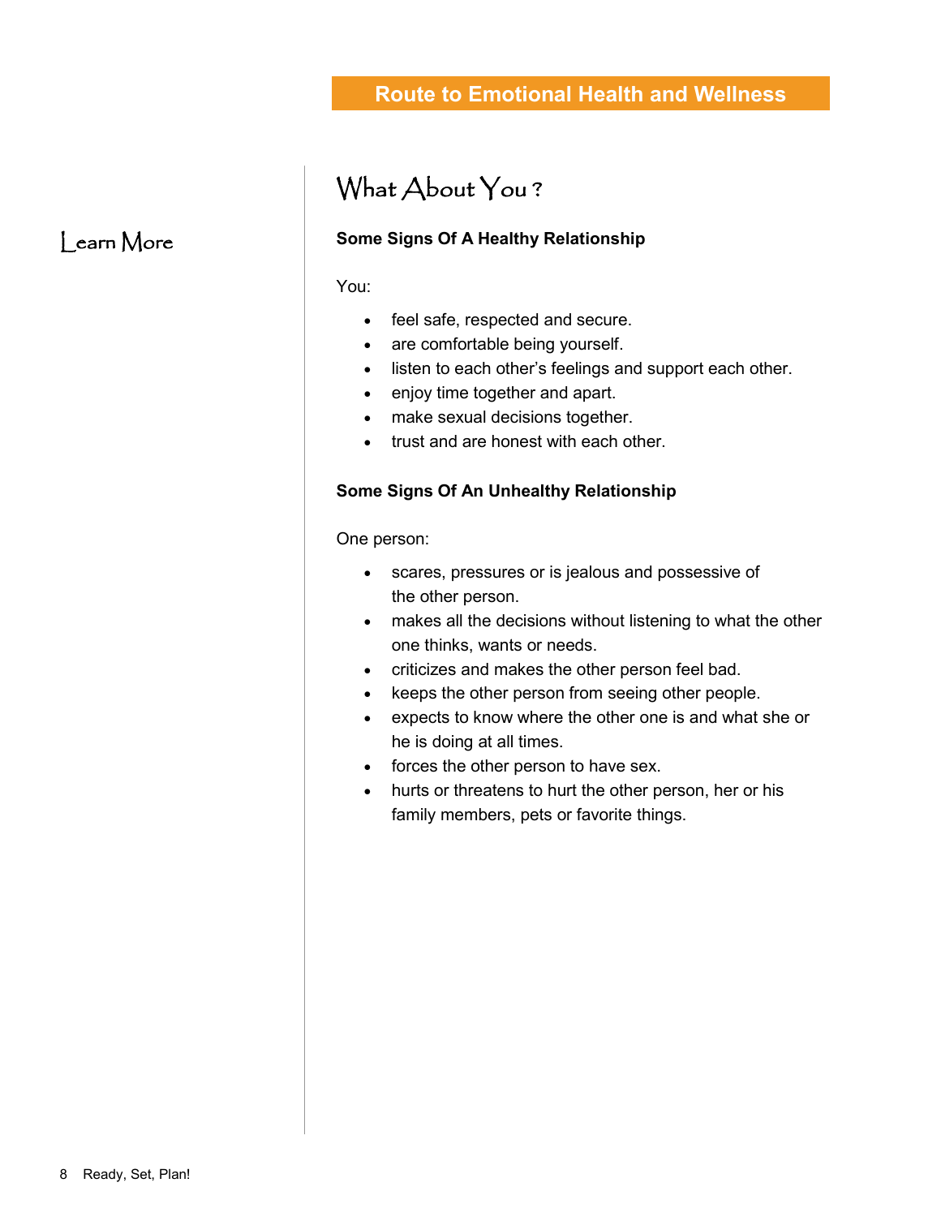Route to Emotional Health and Wellness

Learn More

# What About You?

**Some Signs Of A Healthy Relationship**

You:

- feel safe, respected and secure.
- are comfortable being yourself.
- listen to each other's feelings and support each other.
- enjoy time together and apart.
- make sexual decisions together.
- trust and are honest with each other.

**Some Signs Of An Unhealthy Relationship**

One person:

- scares, pressures or is jealous and possessive of the other person.
- makes all the decisions without listening to what the other one thinks, wants or needs.
- criticizes and makes the other person feel bad.
- keeps the other person from seeing other people.
- expects to know where the other one is and what she or he is doing at all times.
- forces the other person to have sex.
- hurts or threatens to hurt the other person, her or his family members, pets or favorite things.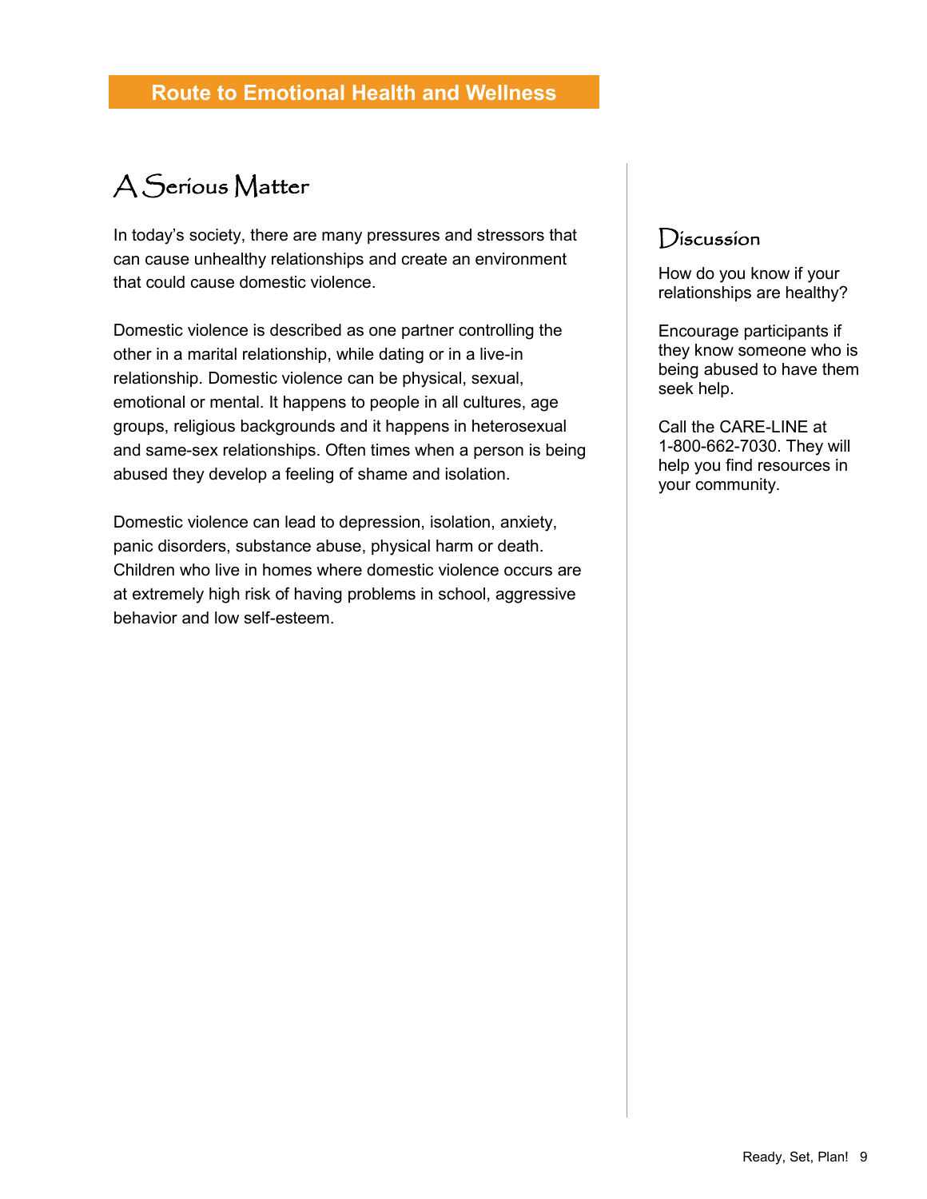## Route to Emotional Health and Wellness

# A Serious Matter

In today's society, there are many pressures and stressors that can cause unhealthy relationships and create an environment that could cause domestic violence.

Domestic violence is described as one partner controlling the other in a marital relationship, while dating or in a live-in relationship. Domestic violence can be physical, sexual, emotional or mental. It happens to people in all cultures, age groups, religious backgrounds and it happens in heterosexual and same-sex relationships. Often times when a person is being abused they develop a feeling of shame and isolation.

Domestic violence can lead to depression, isolation, anxiety, panic disorders, substance abuse, physical harm or death. Children who live in homes where domestic violence occurs are at extremely high risk of having problems in school, aggressive behavior and low self-esteem.

### Discussion

How do you know if your relationships are healthy?

Encourage participants if they know someone who is being abused to have them seek help.

Call the CARE-LINE at 1-800-662-7030. They will help you find resources in your community.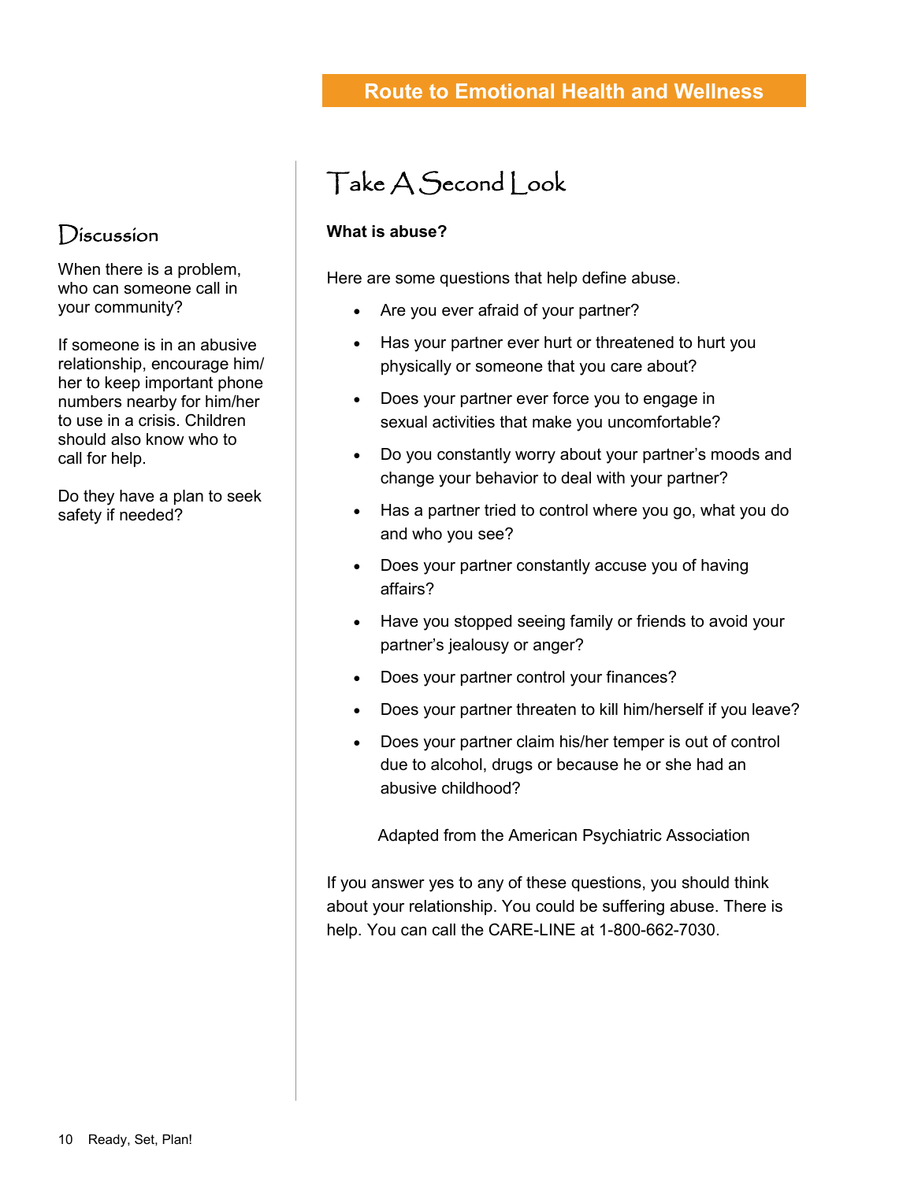## Route to Emotional Health and Wellness

# Take A Second Look

**What is abuse?**

Here are some questions that help define abuse.

- Are you ever afraid of your partner?
- Has your partner ever hurt or threatened to hurt you physically or someone that you care about?
- Does your partner ever force you to engage in sexual activities that make you uncomfortable?
- Do you constantly worry about your partner's moods and change your behavior to deal with your partner?
- Has a partner tried to control where you go, what you do and who you see?
- Does your partner constantly accuse you of having affairs?
- Have you stopped seeing family or friends to avoid your partner's jealousy or anger?
- Does your partner control your finances?
- Does your partner threaten to kill him/herself if you leave?
- Does your partner claim his/her temper is out of control due to alcohol, drugs or because he or she had an abusive childhood?

Adapted from the American Psychiatric Association

If you answer yes to any of these questions, you should think about your relationship. You could be suffering abuse. There is help. You can call the CARE-LINE at 1-800-662-7030.

## Discussion

When there is a problem, who can someone call in your community?

If someone is in an abusive relationship, encourage him/her to keep important phone numbers nearby for him/her to use in a crisis. Children should also know who to call for help.

Do they have a plan to seek safety if needed?